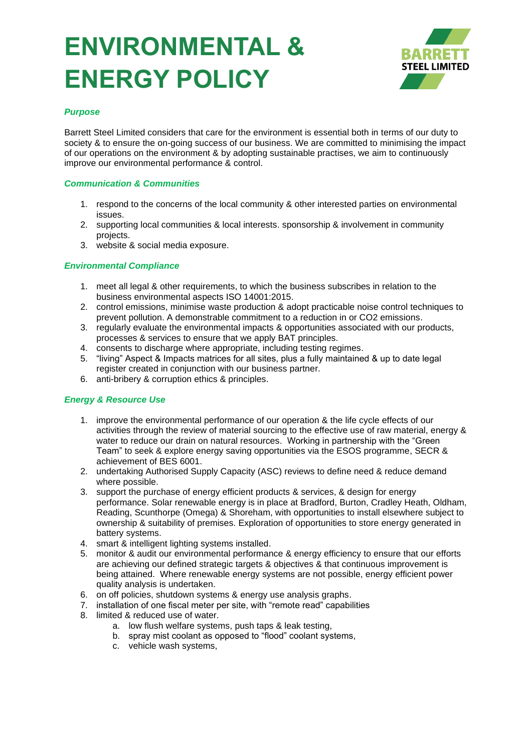# ENVIRONMENTAL & ENERGY POLICY

BARRETT STEEL LIMITED

***Purpose***

Barrett Steel Limited considers that care for the environment is essential both in terms of our duty to society & to ensure the on-going success of our business. We are committed to minimising the impact of our operations on the environment & by adopting sustainable practises, we aim to continuously improve our environmental performance & control.

***Communication & Communities***

1. respond to the concerns of the local community & other interested parties on environmental issues.
2. supporting local communities & local interests. sponsorship & involvement in community projects.
3. website & social media exposure.

***Environmental Compliance***

1. meet all legal & other requirements, to which the business subscribes in relation to the business environmental aspects ISO 14001:2015.
2. control emissions, minimise waste production & adopt practicable noise control techniques to prevent pollution. A demonstrable commitment to a reduction in or $CO_2$ emissions.
3. regularly evaluate the environmental impacts & opportunities associated with our products, processes & services to ensure that we apply BAT principles.
4. consents to discharge where appropriate, including testing regimes.
5. "living" Aspect & Impacts matrices for all sites, plus a fully maintained & up to date legal register created in conjunction with our business partner.
6. anti-bribery & corruption ethics & principles.

***Energy & Resource Use***

1. improve the environmental performance of our operation & the life cycle effects of our activities through the review of material sourcing to the effective use of raw material, energy & water to reduce our drain on natural resources. Working in partnership with the "Green Team" to seek & explore energy saving opportunities via the ESOS programme, SECR & achievement of BES 6001.
2. undertaking Authorised Supply Capacity (ASC) reviews to define need & reduce demand where possible.
3. support the purchase of energy efficient products & services, & design for energy performance. Solar renewable energy is in place at Bradford, Burton, Cradley Heath, Oldham, Reading, Scunthorpe (Omega) & Shoreham, with opportunities to install elsewhere subject to ownership & suitability of premises. Exploration of opportunities to store energy generated in battery systems.
4. smart & intelligent lighting systems installed.
5. monitor & audit our environmental performance & energy efficiency to ensure that our efforts are achieving our defined strategic targets & objectives & that continuous improvement is being attained. Where renewable energy systems are not possible, energy efficient power quality analysis is undertaken.
6. on off policies, shutdown systems & energy use analysis graphs.
7. installation of one fiscal meter per site, with "remote read" capabilities
8. limited & reduced use of water.
   a. low flush welfare systems, push taps & leak testing,
   b. spray mist coolant as opposed to "flood" coolant systems,
   c. vehicle wash systems,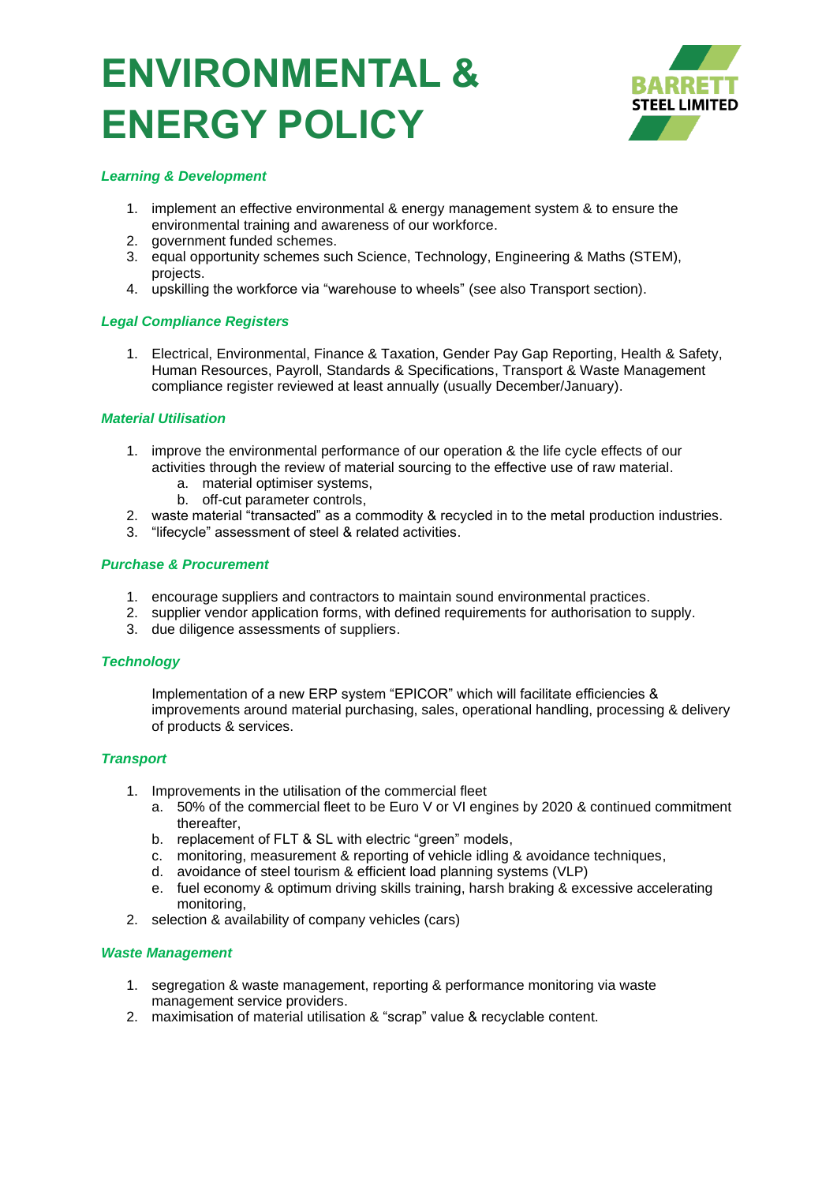# ENVIRONMENTAL & ENERGY POLICY

BARRETT STEEL LIMITED

***Learning & Development***

1. implement an effective environmental & energy management system & to ensure the environmental training and awareness of our workforce.
2. government funded schemes.
3. equal opportunity schemes such Science, Technology, Engineering & Maths (STEM), projects.
4. upskilling the workforce via "warehouse to wheels" (see also Transport section).

***Legal Compliance Registers***

1. Electrical, Environmental, Finance & Taxation, Gender Pay Gap Reporting, Health & Safety, Human Resources, Payroll, Standards & Specifications, Transport & Waste Management compliance register reviewed at least annually (usually December/January).

***Material Utilisation***

1. improve the environmental performance of our operation & the life cycle effects of our activities through the review of material sourcing to the effective use of raw material.
    a. material optimiser systems,
    b. off-cut parameter controls,
2. waste material "transacted" as a commodity & recycled in to the metal production industries.
3. "lifecycle" assessment of steel & related activities.

***Purchase & Procurement***

1. encourage suppliers and contractors to maintain sound environmental practices.
2. supplier vendor application forms, with defined requirements for authorisation to supply.
3. due diligence assessments of suppliers.

***Technology***

Implementation of a new ERP system "EPICOR" which will facilitate efficiencies & improvements around material purchasing, sales, operational handling, processing & delivery of products & services.

***Transport***

1. Improvements in the utilisation of the commercial fleet
    a. 50% of the commercial fleet to be Euro V or VI engines by 2020 & continued commitment thereafter,
    b. replacement of FLT & SL with electric "green" models,
    c. monitoring, measurement & reporting of vehicle idling & avoidance techniques,
    d. avoidance of steel tourism & efficient load planning systems (VLP)
    e. fuel economy & optimum driving skills training, harsh braking & excessive accelerating monitoring,
2. selection & availability of company vehicles (cars)

***Waste Management***

1. segregation & waste management, reporting & performance monitoring via waste management service providers.
2. maximisation of material utilisation & "scrap" value & recyclable content.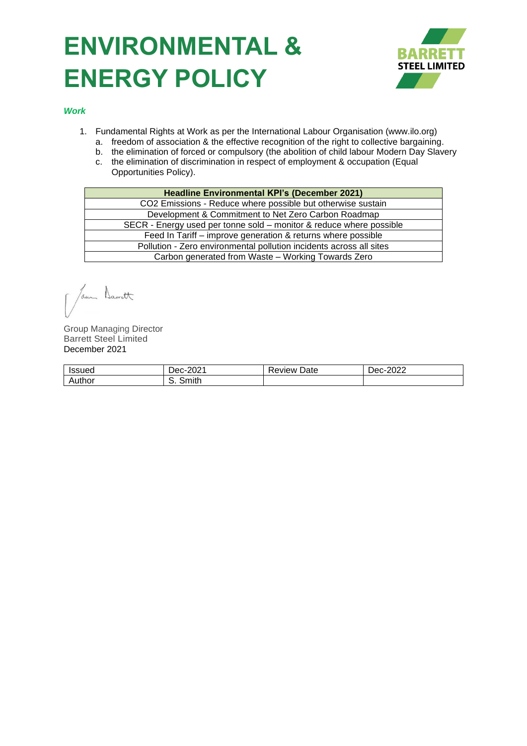# ENVIRONMENTAL & ENERGY POLICY

BARRETT STEEL LIMITED

***Work***

1. Fundamental Rights at Work as per the International Labour Organisation (www.ilo.org)
   a. freedom of association & the effective recognition of the right to collective bargaining.
   b. the elimination of forced or compulsory (the abolition of child labour Modern Day Slavery
   c. the elimination of discrimination in respect of employment & occupation (Equal Opportunities Policy).

| **Headline Environmental KPI's (December 2021)** |
|---|
| $CO_2$ Emissions - Reduce where possible but otherwise sustain |
| Development & Commitment to Net Zero Carbon Roadmap |
| SECR - Energy used per tonne sold – monitor & reduce where possible |
| Feed In Tariff – improve generation & returns where possible |
| Pollution - Zero environmental pollution incidents across all sites |
| Carbon generated from Waste – Working Towards Zero |

Group Managing Director
Barrett Steel Limited
December 2021

| | | | |
|---|---|---|---|
| Issued | Dec-2021 | Review Date | Dec-2022 |
| Author | S. Smith | | |